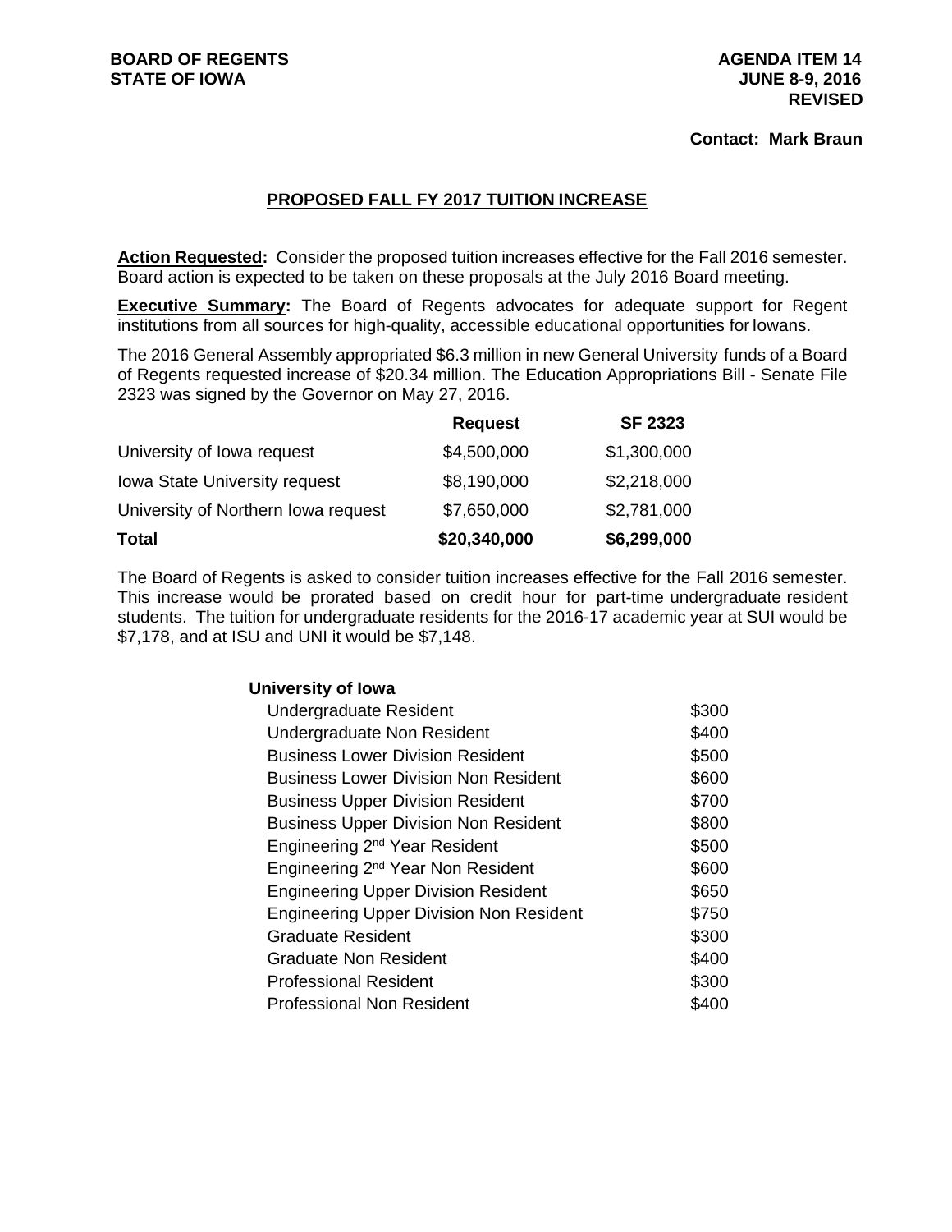**BOARD OF REGENTS**
**STATE OF IOWA**

**AGENDA ITEM 14**
**JUNE 8-9, 2016**
**REVISED**

**Contact: Mark Braun**

## PROPOSED FALL FY 2017 TUITION INCREASE

**Action Requested:** Consider the proposed tuition increases effective for the Fall 2016 semester. Board action is expected to be taken on these proposals at the July 2016 Board meeting.

**Executive Summary:** The Board of Regents advocates for adequate support for Regent institutions from all sources for high-quality, accessible educational opportunities for Iowans.

The 2016 General Assembly appropriated $6.3 million in new General University funds of a Board of Regents requested increase of $20.34 million. The Education Appropriations Bill - Senate File 2323 was signed by the Governor on May 27, 2016.

| | Request | SF 2323 |
|---|---|---|
| University of Iowa request | $4,500,000 | $1,300,000 |
| Iowa State University request | $8,190,000 | $2,218,000 |
| University of Northern Iowa request | $7,650,000 | $2,781,000 |
| **Total** | **$20,340,000** | **$6,299,000** |

The Board of Regents is asked to consider tuition increases effective for the Fall 2016 semester. This increase would be prorated based on credit hour for part-time undergraduate resident students. The tuition for undergraduate residents for the 2016-17 academic year at SUI would be $7,178, and at ISU and UNI it would be $7,148.

| **University of Iowa** | |
|---|---|
| Undergraduate Resident | $300 |
| Undergraduate Non Resident | $400 |
| Business Lower Division Resident | $500 |
| Business Lower Division Non Resident | $600 |
| Business Upper Division Resident | $700 |
| Business Upper Division Non Resident | $800 |
| Engineering 2nd Year Resident | $500 |
| Engineering 2nd Year Non Resident | $600 |
| Engineering Upper Division Resident | $650 |
| Engineering Upper Division Non Resident | $750 |
| Graduate Resident | $300 |
| Graduate Non Resident | $400 |
| Professional Resident | $300 |
| Professional Non Resident | $400 |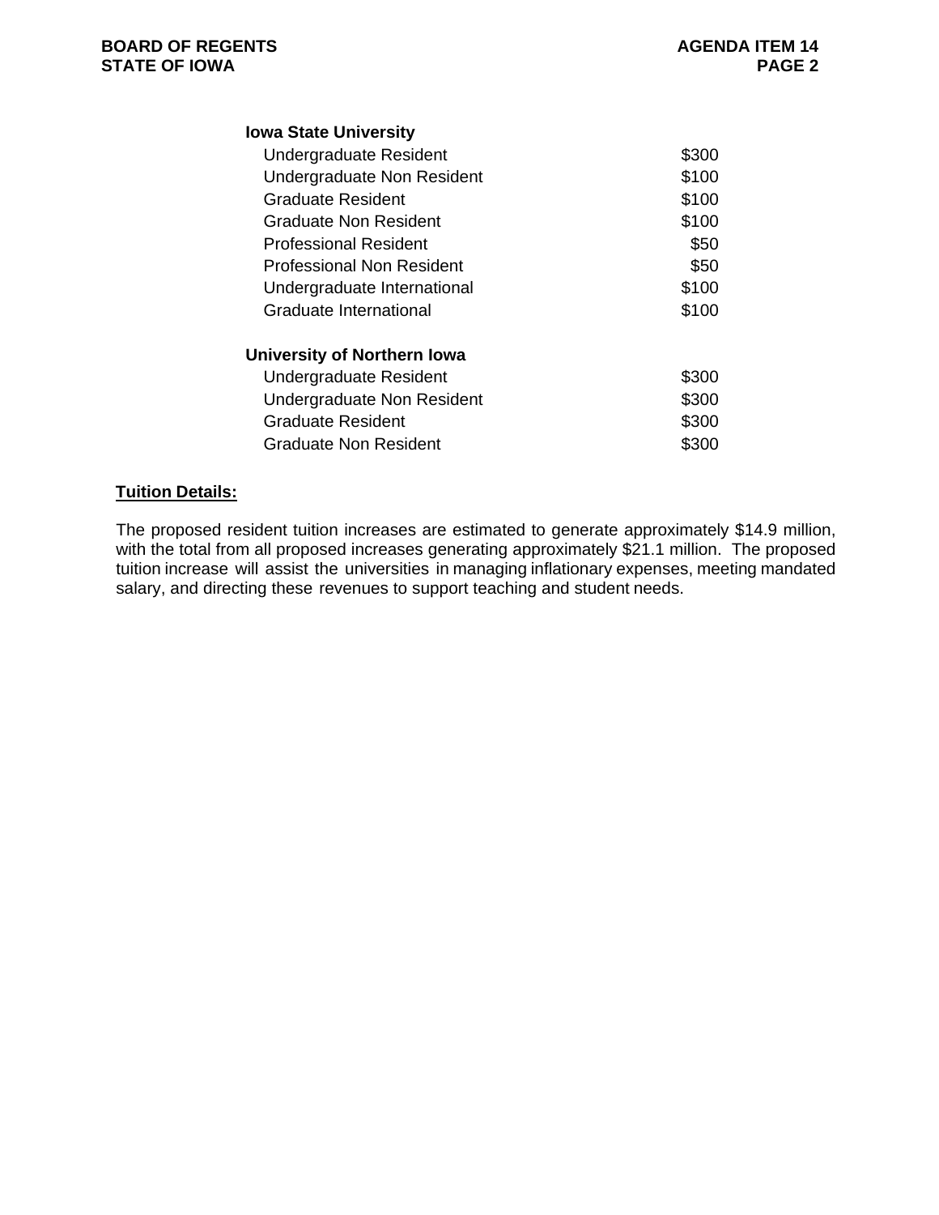| **Iowa State University** | |
|---|---|
| Undergraduate Resident | $300 |
| Undergraduate Non Resident | $100 |
| Graduate Resident | $100 |
| Graduate Non Resident | $100 |
| Professional Resident | $50 |
| Professional Non Resident | $50 |
| Undergraduate International | $100 |
| Graduate International | $100 |
| **University of Northern Iowa** | |
| Undergraduate Resident | $300 |
| Undergraduate Non Resident | $300 |
| Graduate Resident | $300 |
| Graduate Non Resident | $300 |

**Tuition Details:**

The proposed resident tuition increases are estimated to generate approximately $14.9 million, with the total from all proposed increases generating approximately $21.1 million. The proposed tuition increase will assist the universities in managing inflationary expenses, meeting mandated salary, and directing these revenues to support teaching and student needs.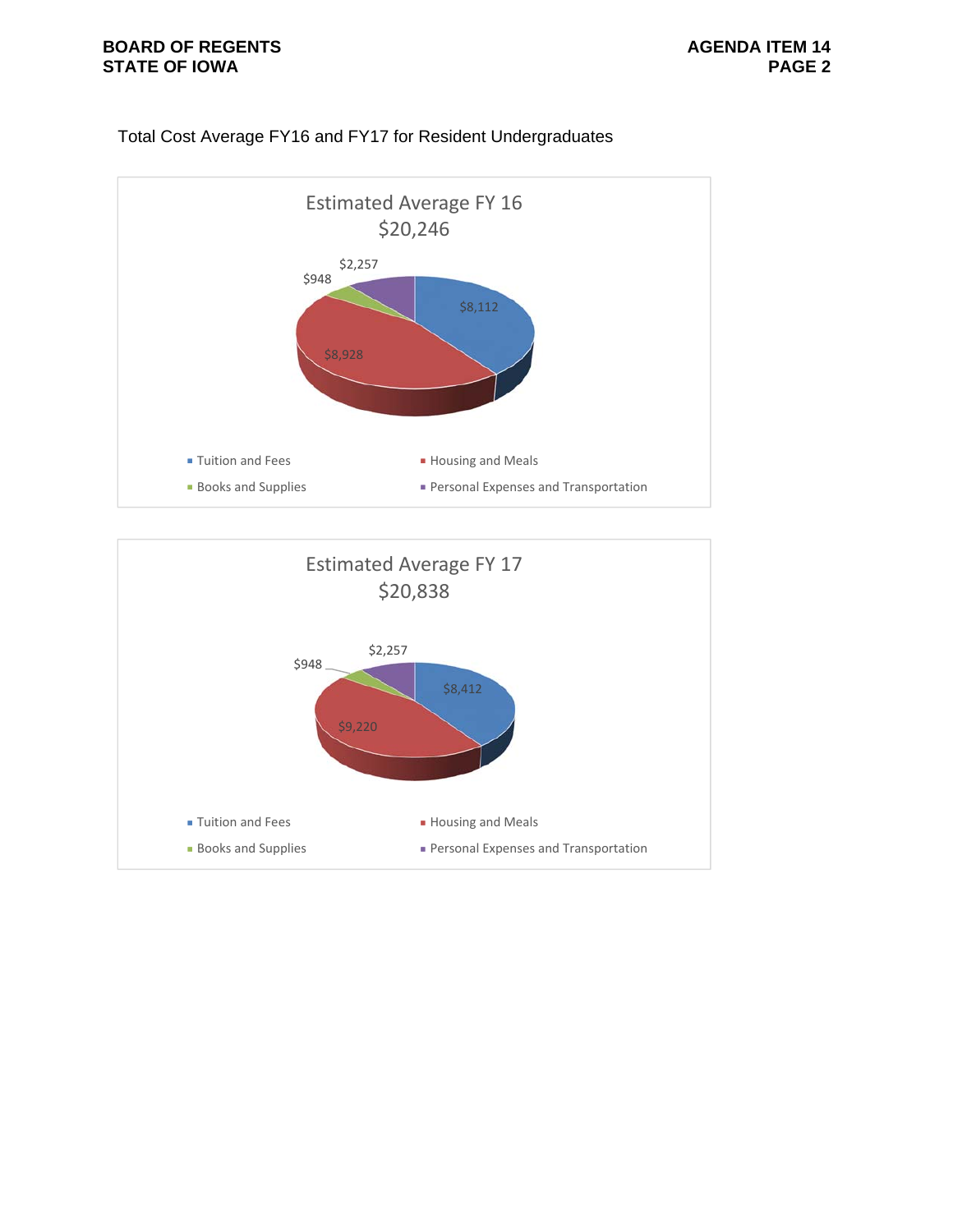Total Cost Average FY16 and FY17 for Resident Undergraduates

Estimated Average FY 16
$20,246

$2,257
$948
$8,112
$8,928

Tuition and Fees
Housing and Meals
Books and Supplies
Personal Expenses and Transportation

Estimated Average FY 17
$20,838

$2,257
$948
$8,412
$9,220

Tuition and Fees
Housing and Meals
Books and Supplies
Personal Expenses and Transportation